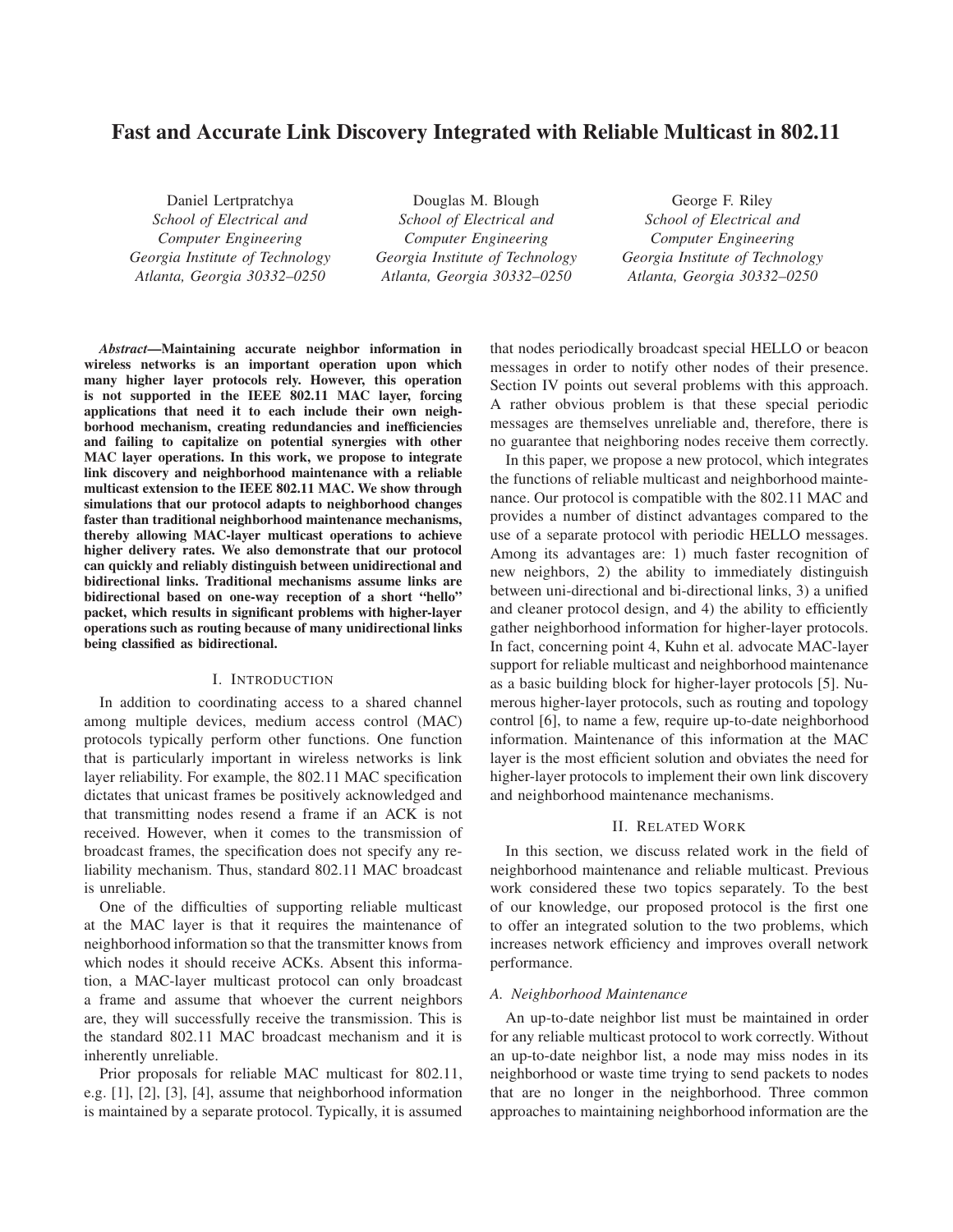# Fast and Accurate Link Discovery Integrated with Reliable Multicast in 802.11

Daniel Lertpratchya
*School of Electrical and Computer Engineering*
*Georgia Institute of Technology*
*Atlanta, Georgia 30332–0250*

Douglas M. Blough
*School of Electrical and Computer Engineering*
*Georgia Institute of Technology*
*Atlanta, Georgia 30332–0250*

George F. Riley
*School of Electrical and Computer Engineering*
*Georgia Institute of Technology*
*Atlanta, Georgia 30332–0250*

***Abstract*—Maintaining accurate neighbor information in wireless networks is an important operation upon which many higher layer protocols rely. However, this operation is not supported in the IEEE 802.11 MAC layer, forcing applications that need it to each include their own neighborhood mechanism, creating redundancies and inefficiencies and failing to capitalize on potential synergies with other MAC layer operations. In this work, we propose to integrate link discovery and neighborhood maintenance with a reliable multicast extension to the IEEE 802.11 MAC. We show through simulations that our protocol adapts to neighborhood changes faster than traditional neighborhood maintenance mechanisms, thereby allowing MAC-layer multicast operations to achieve higher delivery rates. We also demonstrate that our protocol can quickly and reliably distinguish between unidirectional and bidirectional links. Traditional mechanisms assume links are bidirectional based on one-way reception of a short "hello" packet, which results in significant problems with higher-layer operations such as routing because of many unidirectional links being classified as bidirectional.**

## I. Introduction

In addition to coordinating access to a shared channel among multiple devices, medium access control (MAC) protocols typically perform other functions. One function that is particularly important in wireless networks is link layer reliability. For example, the 802.11 MAC specification dictates that unicast frames be positively acknowledged and that transmitting nodes resend a frame if an ACK is not received. However, when it comes to the transmission of broadcast frames, the specification does not specify any reliability mechanism. Thus, standard 802.11 MAC broadcast is unreliable.

One of the difficulties of supporting reliable multicast at the MAC layer is that it requires the maintenance of neighborhood information so that the transmitter knows from which nodes it should receive ACKs. Absent this information, a MAC-layer multicast protocol can only broadcast a frame and assume that whoever the current neighbors are, they will successfully receive the transmission. This is the standard 802.11 MAC broadcast mechanism and it is inherently unreliable.

Prior proposals for reliable MAC multicast for 802.11, e.g. [1], [2], [3], [4], assume that neighborhood information is maintained by a separate protocol. Typically, it is assumed that nodes periodically broadcast special HELLO or beacon messages in order to notify other nodes of their presence. Section IV points out several problems with this approach. A rather obvious problem is that these special periodic messages are themselves unreliable and, therefore, there is no guarantee that neighboring nodes receive them correctly.

In this paper, we propose a new protocol, which integrates the functions of reliable multicast and neighborhood maintenance. Our protocol is compatible with the 802.11 MAC and provides a number of distinct advantages compared to the use of a separate protocol with periodic HELLO messages. Among its advantages are: 1) much faster recognition of new neighbors, 2) the ability to immediately distinguish between uni-directional and bi-directional links, 3) a unified and cleaner protocol design, and 4) the ability to efficiently gather neighborhood information for higher-layer protocols. In fact, concerning point 4, Kuhn et al. advocate MAC-layer support for reliable multicast and neighborhood maintenance as a basic building block for higher-layer protocols [5]. Numerous higher-layer protocols, such as routing and topology control [6], to name a few, require up-to-date neighborhood information. Maintenance of this information at the MAC layer is the most efficient solution and obviates the need for higher-layer protocols to implement their own link discovery and neighborhood maintenance mechanisms.

## II. Related Work

In this section, we discuss related work in the field of neighborhood maintenance and reliable multicast. Previous work considered these two topics separately. To the best of our knowledge, our proposed protocol is the first one to offer an integrated solution to the two problems, which increases network efficiency and improves overall network performance.

### A. Neighborhood Maintenance

An up-to-date neighbor list must be maintained in order for any reliable multicast protocol to work correctly. Without an up-to-date neighbor list, a node may miss nodes in its neighborhood or waste time trying to send packets to nodes that are no longer in the neighborhood. Three common approaches to maintaining neighborhood information are the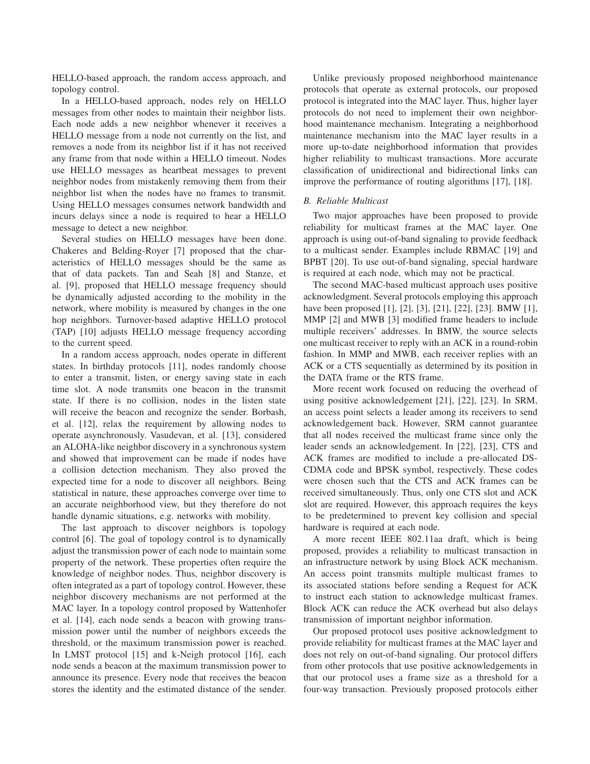HELLO-based approach, the random access approach, and topology control.

In a HELLO-based approach, nodes rely on HELLO messages from other nodes to maintain their neighbor lists. Each node adds a new neighbor whenever it receives a HELLO message from a node not currently on the list, and removes a node from its neighbor list if it has not received any frame from that node within a HELLO timeout. Nodes use HELLO messages as heartbeat messages to prevent neighbor nodes from mistakenly removing them from their neighbor list when the nodes have no frames to transmit. Using HELLO messages consumes network bandwidth and incurs delays since a node is required to hear a HELLO message to detect a new neighbor.

Several studies on HELLO messages have been done. Chakeres and Belding-Royer [7] proposed that the characteristics of HELLO messages should be the same as that of data packets. Tan and Seah [8] and Stanze, et al. [9], proposed that HELLO message frequency should be dynamically adjusted according to the mobility in the network, where mobility is measured by changes in the one hop neighbors. Turnover-based adaptive HELLO protocol (TAP) [10] adjusts HELLO message frequency according to the current speed.

In a random access approach, nodes operate in different states. In birthday protocols [11], nodes randomly choose to enter a transmit, listen, or energy saving state in each time slot. A node transmits one beacon in the transmit state. If there is no collision, nodes in the listen state will receive the beacon and recognize the sender. Borbash, et al. [12], relax the requirement by allowing nodes to operate asynchronously. Vasudevan, et al. [13], considered an ALOHA-like neighbor discovery in a synchronous system and showed that improvement can be made if nodes have a collision detection mechanism. They also proved the expected time for a node to discover all neighbors. Being statistical in nature, these approaches converge over time to an accurate neighborhood view, but they therefore do not handle dynamic situations, e.g. networks with mobility.

The last approach to discover neighbors is topology control [6]. The goal of topology control is to dynamically adjust the transmission power of each node to maintain some property of the network. These properties often require the knowledge of neighbor nodes. Thus, neighbor discovery is often integrated as a part of topology control. However, these neighbor discovery mechanisms are not performed at the MAC layer. In a topology control proposed by Wattenhofer et al. [14], each node sends a beacon with growing transmission power until the number of neighbors exceeds the threshold, or the maximum transmission power is reached. In LMST protocol [15] and k-Neigh protocol [16], each node sends a beacon at the maximum transmission power to announce its presence. Every node that receives the beacon stores the identity and the estimated distance of the sender.

Unlike previously proposed neighborhood maintenance protocols that operate as external protocols, our proposed protocol is integrated into the MAC layer. Thus, higher layer protocols do not need to implement their own neighborhood maintenance mechanism. Integrating a neighborhood maintenance mechanism into the MAC layer results in a more up-to-date neighborhood information that provides higher reliability to multicast transactions. More accurate classification of unidirectional and bidirectional links can improve the performance of routing algorithms [17], [18].

### *B. Reliable Multicast*

Two major approaches have been proposed to provide reliability for multicast frames at the MAC layer. One approach is using out-of-band signaling to provide feedback to a multicast sender. Examples include RBMAC [19] and BPBT [20]. To use out-of-band signaling, special hardware is required at each node, which may not be practical.

The second MAC-based multicast approach uses positive acknowledgment. Several protocols employing this approach have been proposed [1], [2], [3], [21], [22], [23]. BMW [1], MMP [2] and MWB [3] modified frame headers to include multiple receivers' addresses. In BMW, the source selects one multicast receiver to reply with an ACK in a round-robin fashion. In MMP and MWB, each receiver replies with an ACK or a CTS sequentially as determined by its position in the DATA frame or the RTS frame.

More recent work focused on reducing the overhead of using positive acknowledgement [21], [22], [23]. In SRM, an access point selects a leader among its receivers to send acknowledgement back. However, SRM cannot guarantee that all nodes received the multicast frame since only the leader sends an acknowledgement. In [22], [23], CTS and ACK frames are modified to include a pre-allocated DS-CDMA code and BPSK symbol, respectively. These codes were chosen such that the CTS and ACK frames can be received simultaneously. Thus, only one CTS slot and ACK slot are required. However, this approach requires the keys to be predetermined to prevent key collision and special hardware is required at each node.

A more recent IEEE 802.11aa draft, which is being proposed, provides a reliability to multicast transaction in an infrastructure network by using Block ACK mechanism. An access point transmits multiple multicast frames to its associated stations before sending a Request for ACK to instruct each station to acknowledge multicast frames. Block ACK can reduce the ACK overhead but also delays transmission of important neighbor information.

Our proposed protocol uses positive acknowledgment to provide reliability for multicast frames at the MAC layer and does not rely on out-of-band signaling. Our protocol differs from other protocols that use positive acknowledgements in that our protocol uses a frame size as a threshold for a four-way transaction. Previously proposed protocols either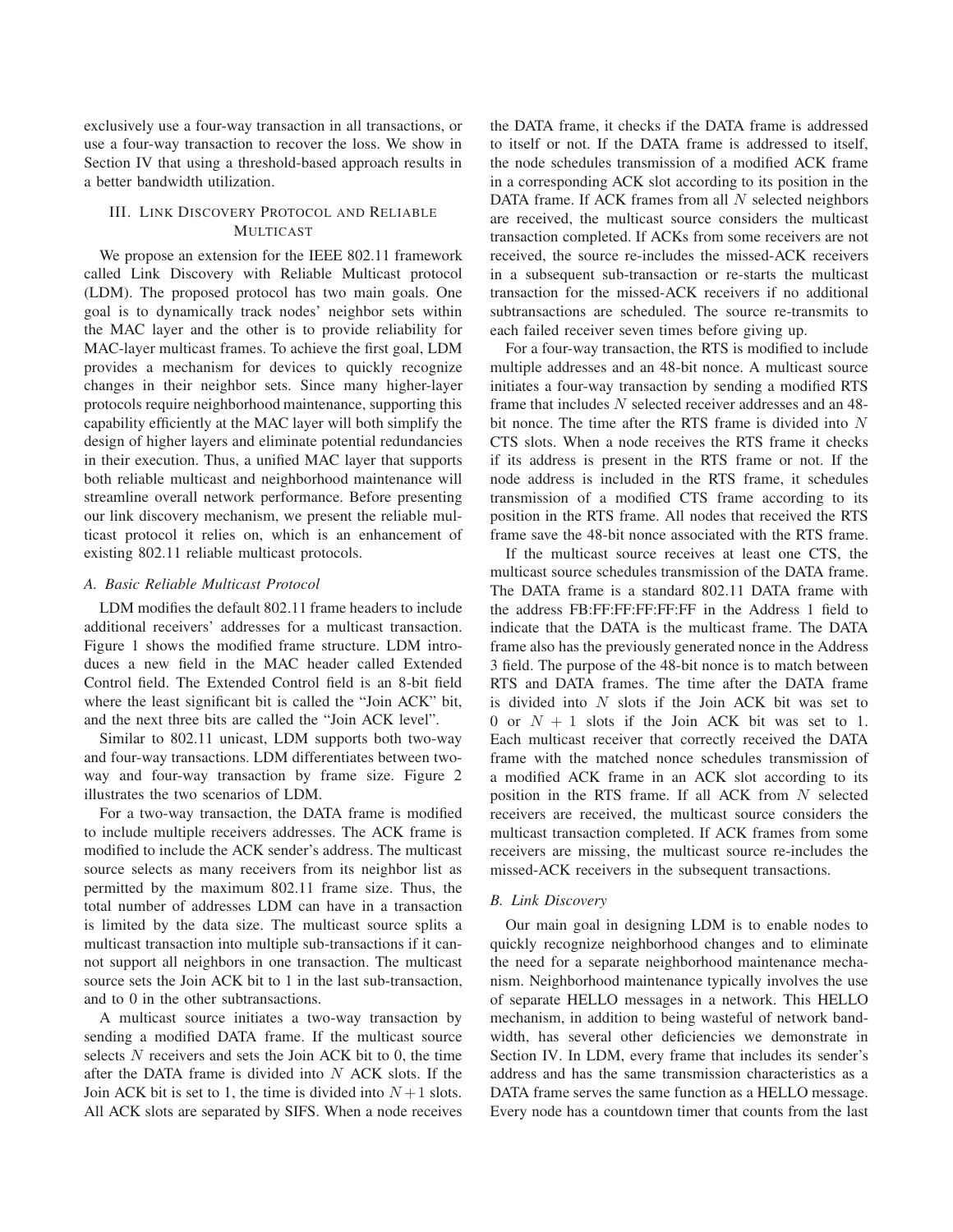exclusively use a four-way transaction in all transactions, or use a four-way transaction to recover the loss. We show in Section IV that using a threshold-based approach results in a better bandwidth utilization.

## III. Link Discovery Protocol and Reliable Multicast

We propose an extension for the IEEE 802.11 framework called Link Discovery with Reliable Multicast protocol (LDM). The proposed protocol has two main goals. One goal is to dynamically track nodes' neighbor sets within the MAC layer and the other is to provide reliability for MAC-layer multicast frames. To achieve the first goal, LDM provides a mechanism for devices to quickly recognize changes in their neighbor sets. Since many higher-layer protocols require neighborhood maintenance, supporting this capability efficiently at the MAC layer will both simplify the design of higher layers and eliminate potential redundancies in their execution. Thus, a unified MAC layer that supports both reliable multicast and neighborhood maintenance will streamline overall network performance. Before presenting our link discovery mechanism, we present the reliable multicast protocol it relies on, which is an enhancement of existing 802.11 reliable multicast protocols.

### A. Basic Reliable Multicast Protocol

LDM modifies the default 802.11 frame headers to include additional receivers' addresses for a multicast transaction. Figure 1 shows the modified frame structure. LDM introduces a new field in the MAC header called Extended Control field. The Extended Control field is an 8-bit field where the least significant bit is called the "Join ACK" bit, and the next three bits are called the "Join ACK level".

Similar to 802.11 unicast, LDM supports both two-way and four-way transactions. LDM differentiates between two-way and four-way transaction by frame size. Figure 2 illustrates the two scenarios of LDM.

For a two-way transaction, the DATA frame is modified to include multiple receivers addresses. The ACK frame is modified to include the ACK sender's address. The multicast source selects as many receivers from its neighbor list as permitted by the maximum 802.11 frame size. Thus, the total number of addresses LDM can have in a transaction is limited by the data size. The multicast source splits a multicast transaction into multiple sub-transactions if it cannot support all neighbors in one transaction. The multicast source sets the Join ACK bit to 1 in the last sub-transaction, and to 0 in the other subtransactions.

A multicast source initiates a two-way transaction by sending a modified DATA frame. If the multicast source selects $N$ receivers and sets the Join ACK bit to 0, the time after the DATA frame is divided into $N$ ACK slots. If the Join ACK bit is set to 1, the time is divided into $N+1$ slots. All ACK slots are separated by SIFS. When a node receives the DATA frame, it checks if the DATA frame is addressed to itself or not. If the DATA frame is addressed to itself, the node schedules transmission of a modified ACK frame in a corresponding ACK slot according to its position in the DATA frame. If ACK frames from all $N$ selected neighbors are received, the multicast source considers the multicast transaction completed. If ACKs from some receivers are not received, the source re-includes the missed-ACK receivers in a subsequent sub-transaction or re-starts the multicast transaction for the missed-ACK receivers if no additional subtransactions are scheduled. The source re-transmits to each failed receiver seven times before giving up.

For a four-way transaction, the RTS is modified to include multiple addresses and an 48-bit nonce. A multicast source initiates a four-way transaction by sending a modified RTS frame that includes $N$ selected receiver addresses and an 48-bit nonce. The time after the RTS frame is divided into $N$ CTS slots. When a node receives the RTS frame it checks if its address is present in the RTS frame or not. If the node address is included in the RTS frame, it schedules transmission of a modified CTS frame according to its position in the RTS frame. All nodes that received the RTS frame save the 48-bit nonce associated with the RTS frame.

If the multicast source receives at least one CTS, the multicast source schedules transmission of the DATA frame. The DATA frame is a standard 802.11 DATA frame with the address FB:FF:FF:FF:FF:FF in the Address 1 field to indicate that the DATA is the multicast frame. The DATA frame also has the previously generated nonce in the Address 3 field. The purpose of the 48-bit nonce is to match between RTS and DATA frames. The time after the DATA frame is divided into $N$ slots if the Join ACK bit was set to 0 or $N + 1$ slots if the Join ACK bit was set to 1. Each multicast receiver that correctly received the DATA frame with the matched nonce schedules transmission of a modified ACK frame in an ACK slot according to its position in the RTS frame. If all ACK from $N$ selected receivers are received, the multicast source considers the multicast transaction completed. If ACK frames from some receivers are missing, the multicast source re-includes the missed-ACK receivers in the subsequent transactions.

### B. Link Discovery

Our main goal in designing LDM is to enable nodes to quickly recognize neighborhood changes and to eliminate the need for a separate neighborhood maintenance mechanism. Neighborhood maintenance typically involves the use of separate HELLO messages in a network. This HELLO mechanism, in addition to being wasteful of network bandwidth, has several other deficiencies we demonstrate in Section IV. In LDM, every frame that includes its sender's address and has the same transmission characteristics as a DATA frame serves the same function as a HELLO message. Every node has a countdown timer that counts from the last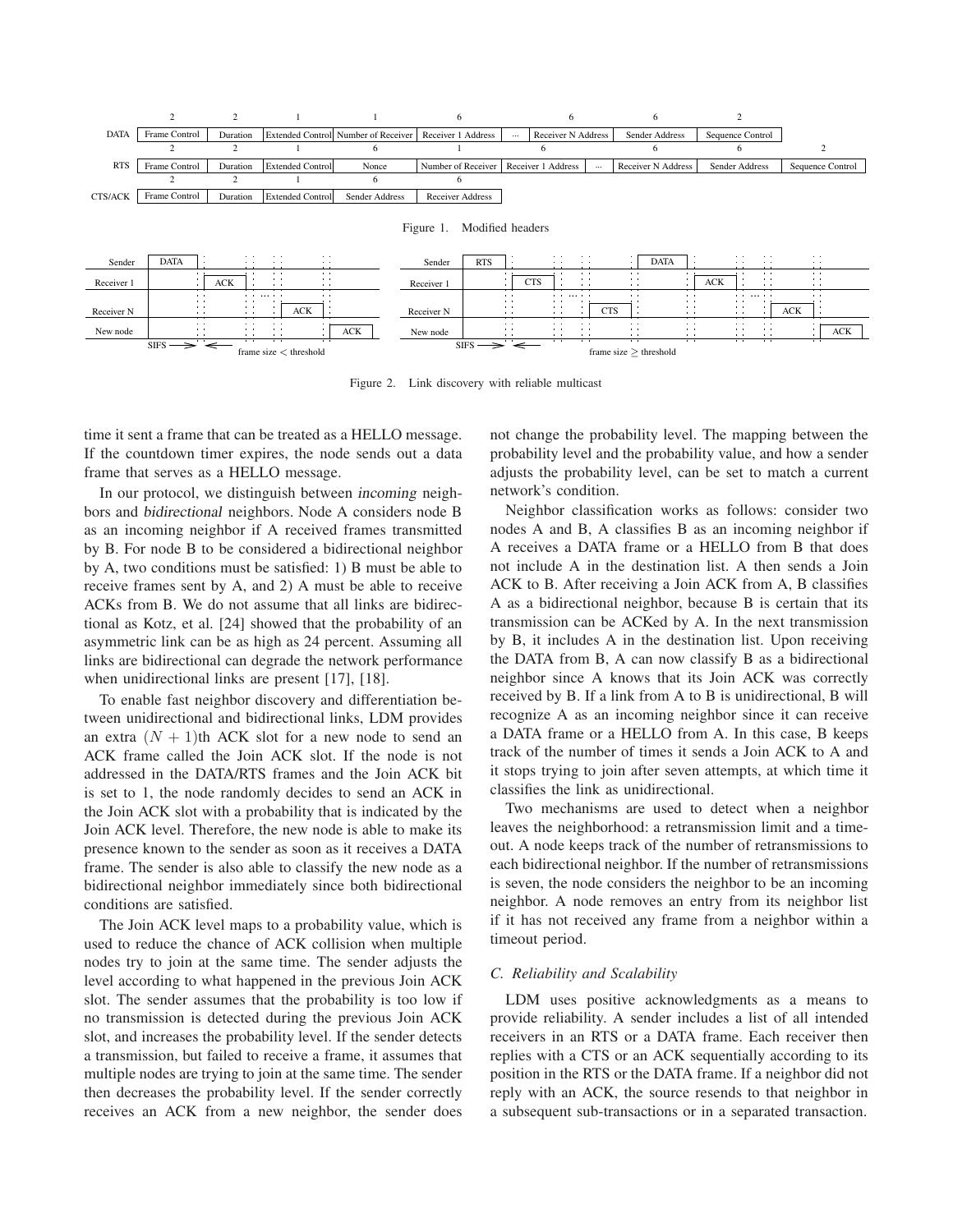| | 2 | 2 | 1 | 1 | 6 | | 6 | 6 | 2 |
|---|---|---|---|---|---|---|---|---|---|
| DATA | Frame Control | Duration | Extended Control | Number of Receiver | Receiver 1 Address | ... | Receiver N Address | Sender Address | Sequence Control |

| | 2 | 2 | 1 | 6 | 1 | 6 | | 6 | 6 | 2 |
|---|---|---|---|---|---|---|---|---|---|---|
| RTS | Frame Control | Duration | Extended Control | Nonce | Number of Receiver | Receiver 1 Address | ... | Receiver N Address | Sender Address | Sequence Control |

| | 2 | 2 | 1 | 6 | 6 |
|---|---|---|---|---|---|
| CTS/ACK | Frame Control | Duration | Extended Control | Sender Address | Receiver Address |

Figure 1. Modified headers

Figure 2. Link discovery with reliable multicast

time it sent a frame that can be treated as a HELLO message. If the countdown timer expires, the node sends out a data frame that serves as a HELLO message.

In our protocol, we distinguish between *incoming* neighbors and *bidirectional* neighbors. Node A considers node B as an incoming neighbor if A received frames transmitted by B. For node B to be considered a bidirectional neighbor by A, two conditions must be satisfied: 1) B must be able to receive frames sent by A, and 2) A must be able to receive ACKs from B. We do not assume that all links are bidirectional as Kotz, et al. [24] showed that the probability of an asymmetric link can be as high as 24 percent. Assuming all links are bidirectional can degrade the network performance when unidirectional links are present [17], [18].

To enable fast neighbor discovery and differentiation between unidirectional and bidirectional links, LDM provides an extra $(N+1)$th ACK slot for a new node to send an ACK frame called the Join ACK slot. If the node is not addressed in the DATA/RTS frames and the Join ACK bit is set to 1, the node randomly decides to send an ACK in the Join ACK slot with a probability that is indicated by the Join ACK level. Therefore, the new node is able to make its presence known to the sender as soon as it receives a DATA frame. The sender is also able to classify the new node as a bidirectional neighbor immediately since both bidirectional conditions are satisfied.

The Join ACK level maps to a probability value, which is used to reduce the chance of ACK collision when multiple nodes try to join at the same time. The sender adjusts the level according to what happened in the previous Join ACK slot. The sender assumes that the probability is too low if no transmission is detected during the previous Join ACK slot, and increases the probability level. If the sender detects a transmission, but failed to receive a frame, it assumes that multiple nodes are trying to join at the same time. The sender then decreases the probability level. If the sender correctly receives an ACK from a new neighbor, the sender does not change the probability level. The mapping between the probability level and the probability value, and how a sender adjusts the probability level, can be set to match a current network's condition.

Neighbor classification works as follows: consider two nodes A and B, A classifies B as an incoming neighbor if A receives a DATA frame or a HELLO from B that does not include A in the destination list. A then sends a Join ACK to B. After receiving a Join ACK from A, B classifies A as a bidirectional neighbor, because B is certain that its transmission can be ACKed by A. In the next transmission by B, it includes A in the destination list. Upon receiving the DATA from B, A can now classify B as a bidirectional neighbor since A knows that its Join ACK was correctly received by B. If a link from A to B is unidirectional, B will recognize A as an incoming neighbor since it can receive a DATA frame or a HELLO from A. In this case, B keeps track of the number of times it sends a Join ACK to A and it stops trying to join after seven attempts, at which time it classifies the link as unidirectional.

Two mechanisms are used to detect when a neighbor leaves the neighborhood: a retransmission limit and a timeout. A node keeps track of the number of retransmissions to each bidirectional neighbor. If the number of retransmissions is seven, the node considers the neighbor to be an incoming neighbor. A node removes an entry from its neighbor list if it has not received any frame from a neighbor within a timeout period.

### C. Reliability and Scalability

LDM uses positive acknowledgments as a means to provide reliability. A sender includes a list of all intended receivers in an RTS or a DATA frame. Each receiver then replies with a CTS or an ACK sequentially according to its position in the RTS or the DATA frame. If a neighbor did not reply with an ACK, the source resends to that neighbor in a subsequent sub-transactions or in a separated transaction.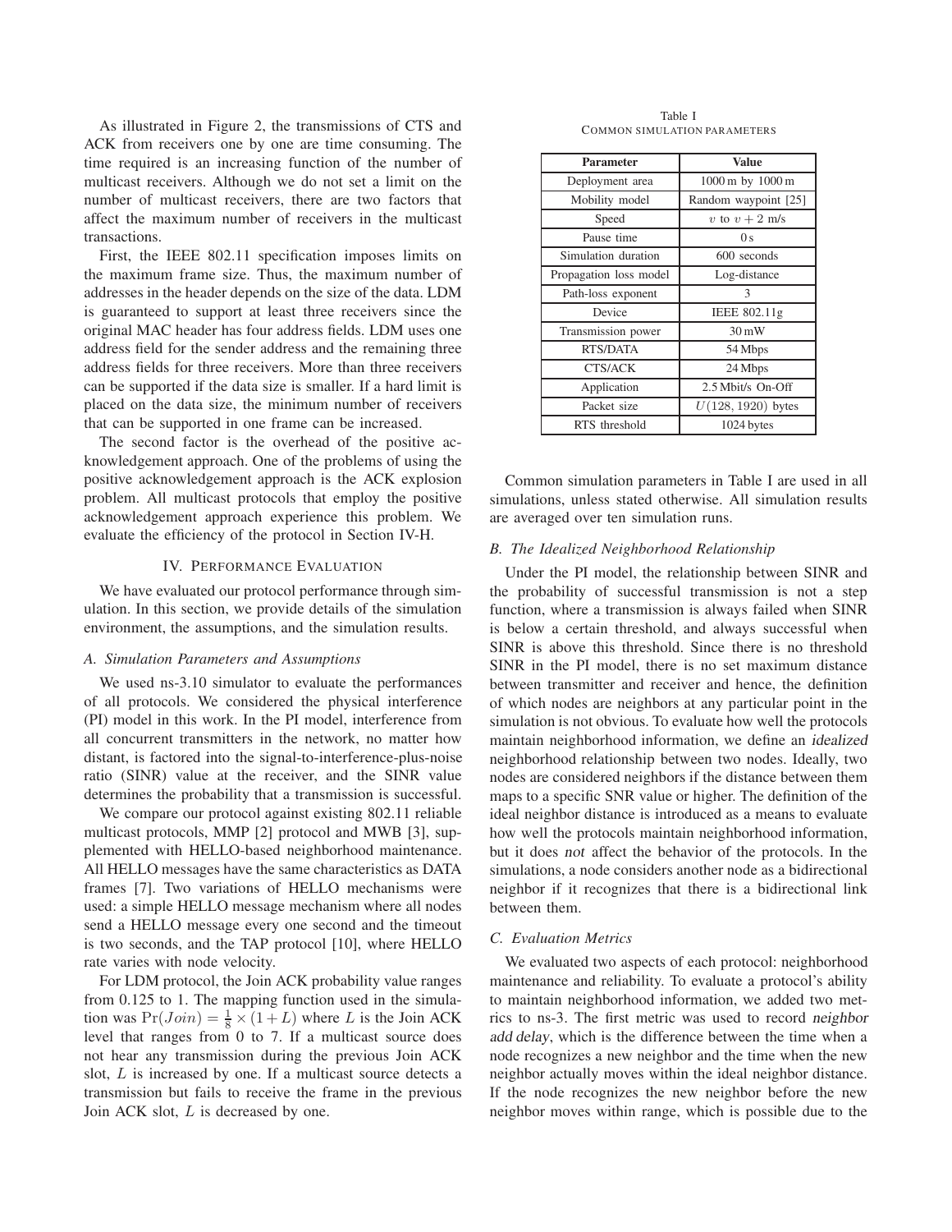As illustrated in Figure 2, the transmissions of CTS and ACK from receivers one by one are time consuming. The time required is an increasing function of the number of multicast receivers. Although we do not set a limit on the number of multicast receivers, there are two factors that affect the maximum number of receivers in the multicast transactions.

First, the IEEE 802.11 specification imposes limits on the maximum frame size. Thus, the maximum number of addresses in the header depends on the size of the data. LDM is guaranteed to support at least three receivers since the original MAC header has four address fields. LDM uses one address field for the sender address and the remaining three address fields for three receivers. More than three receivers can be supported if the data size is smaller. If a hard limit is placed on the data size, the minimum number of receivers that can be supported in one frame can be increased.

The second factor is the overhead of the positive acknowledgement approach. One of the problems of using the positive acknowledgement approach is the ACK explosion problem. All multicast protocols that employ the positive acknowledgement approach experience this problem. We evaluate the efficiency of the protocol in Section IV-H.

## IV. Performance Evaluation

We have evaluated our protocol performance through simulation. In this section, we provide details of the simulation environment, the assumptions, and the simulation results.

### *A. Simulation Parameters and Assumptions*

We used ns-3.10 simulator to evaluate the performances of all protocols. We considered the physical interference (PI) model in this work. In the PI model, interference from all concurrent transmitters in the network, no matter how distant, is factored into the signal-to-interference-plus-noise ratio (SINR) value at the receiver, and the SINR value determines the probability that a transmission is successful.

We compare our protocol against existing 802.11 reliable multicast protocols, MMP [2] protocol and MWB [3], supplemented with HELLO-based neighborhood maintenance. All HELLO messages have the same characteristics as DATA frames [7]. Two variations of HELLO mechanisms were used: a simple HELLO message mechanism where all nodes send a HELLO message every one second and the timeout is two seconds, and the TAP protocol [10], where HELLO rate varies with node velocity.

For LDM protocol, the Join ACK probability value ranges from 0.125 to 1. The mapping function used in the simulation was $\Pr(Join) = \frac{1}{8} \times (1 + L)$ where $L$ is the Join ACK level that ranges from 0 to 7. If a multicast source does not hear any transmission during the previous Join ACK slot, $L$ is increased by one. If a multicast source detects a transmission but fails to receive the frame in the previous Join ACK slot, $L$ is decreased by one.

Table I
Common simulation parameters

| Parameter | Value |
|---|---|
| Deployment area | 1000 m by 1000 m |
| Mobility model | Random waypoint [25] |
| Speed | $v$ to $v + 2$ m/s |
| Pause time | 0 s |
| Simulation duration | 600 seconds |
| Propagation loss model | Log-distance |
| Path-loss exponent | 3 |
| Device | IEEE 802.11g |
| Transmission power | 30 mW |
| RTS/DATA | 54 Mbps |
| CTS/ACK | 24 Mbps |
| Application | 2.5 Mbit/s On-Off |
| Packet size | $U(128, 1920)$ bytes |
| RTS threshold | 1024 bytes |

Common simulation parameters in Table I are used in all simulations, unless stated otherwise. All simulation results are averaged over ten simulation runs.

### *B. The Idealized Neighborhood Relationship*

Under the PI model, the relationship between SINR and the probability of successful transmission is not a step function, where a transmission is always failed when SINR is below a certain threshold, and always successful when SINR is above this threshold. Since there is no threshold SINR in the PI model, there is no set maximum distance between transmitter and receiver and hence, the definition of which nodes are neighbors at any particular point in the simulation is not obvious. To evaluate how well the protocols maintain neighborhood information, we define an *idealized* neighborhood relationship between two nodes. Ideally, two nodes are considered neighbors if the distance between them maps to a specific SNR value or higher. The definition of the ideal neighbor distance is introduced as a means to evaluate how well the protocols maintain neighborhood information, but it does *not* affect the behavior of the protocols. In the simulations, a node considers another node as a bidirectional neighbor if it recognizes that there is a bidirectional link between them.

### *C. Evaluation Metrics*

We evaluated two aspects of each protocol: neighborhood maintenance and reliability. To evaluate a protocol's ability to maintain neighborhood information, we added two metrics to ns-3. The first metric was used to record *neighbor add delay*, which is the difference between the time when a node recognizes a new neighbor and the time when the new neighbor actually moves within the ideal neighbor distance. If the node recognizes the new neighbor before the new neighbor moves within range, which is possible due to the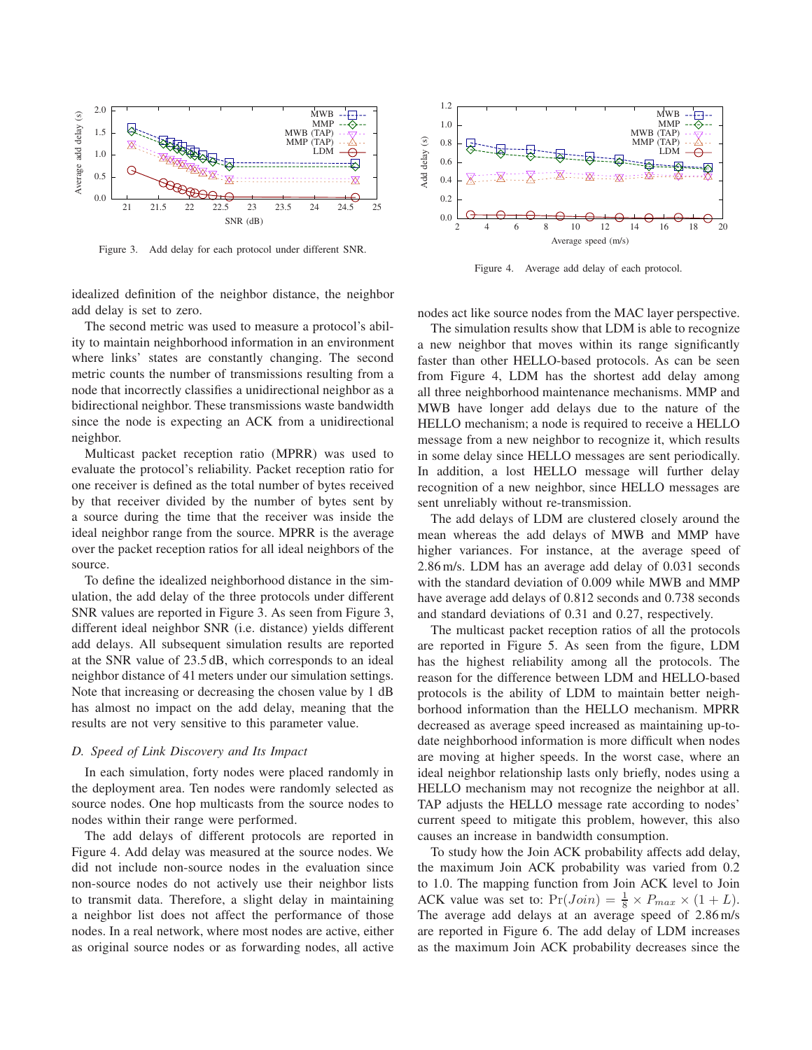Figure 3. Add delay for each protocol under different SNR.

Figure 4. Average add delay of each protocol.

idealized definition of the neighbor distance, the neighbor add delay is set to zero.

The second metric was used to measure a protocol's ability to maintain neighborhood information in an environment where links' states are constantly changing. The second metric counts the number of transmissions resulting from a node that incorrectly classifies a unidirectional neighbor as a bidirectional neighbor. These transmissions waste bandwidth since the node is expecting an ACK from a unidirectional neighbor.

Multicast packet reception ratio (MPRR) was used to evaluate the protocol's reliability. Packet reception ratio for one receiver is defined as the total number of bytes received by that receiver divided by the number of bytes sent by a source during the time that the receiver was inside the ideal neighbor range from the source. MPRR is the average over the packet reception ratios for all ideal neighbors of the source.

To define the idealized neighborhood distance in the simulation, the add delay of the three protocols under different SNR values are reported in Figure 3. As seen from Figure 3, different ideal neighbor SNR (i.e. distance) yields different add delays. All subsequent simulation results are reported at the SNR value of 23.5 dB, which corresponds to an ideal neighbor distance of 41 meters under our simulation settings. Note that increasing or decreasing the chosen value by 1 dB has almost no impact on the add delay, meaning that the results are not very sensitive to this parameter value.

### D. Speed of Link Discovery and Its Impact

In each simulation, forty nodes were placed randomly in the deployment area. Ten nodes were randomly selected as source nodes. One hop multicasts from the source nodes to nodes within their range were performed.

The add delays of different protocols are reported in Figure 4. Add delay was measured at the source nodes. We did not include non-source nodes in the evaluation since non-source nodes do not actively use their neighbor lists to transmit data. Therefore, a slight delay in maintaining a neighbor list does not affect the performance of those nodes. In a real network, where most nodes are active, either as original source nodes or as forwarding nodes, all active nodes act like source nodes from the MAC layer perspective.

The simulation results show that LDM is able to recognize a new neighbor that moves within its range significantly faster than other HELLO-based protocols. As can be seen from Figure 4, LDM has the shortest add delay among all three neighborhood maintenance mechanisms. MMP and MWB have longer add delays due to the nature of the HELLO mechanism; a node is required to receive a HELLO message from a new neighbor to recognize it, which results in some delay since HELLO messages are sent periodically. In addition, a lost HELLO message will further delay recognition of a new neighbor, since HELLO messages are sent unreliably without re-transmission.

The add delays of LDM are clustered closely around the mean whereas the add delays of MWB and MMP have higher variances. For instance, at the average speed of 2.86 m/s. LDM has an average add delay of 0.031 seconds with the standard deviation of 0.009 while MWB and MMP have average add delays of 0.812 seconds and 0.738 seconds and standard deviations of 0.31 and 0.27, respectively.

The multicast packet reception ratios of all the protocols are reported in Figure 5. As seen from the figure, LDM has the highest reliability among all the protocols. The reason for the difference between LDM and HELLO-based protocols is the ability of LDM to maintain better neighborhood information than the HELLO mechanism. MPRR decreased as average speed increased as maintaining up-to-date neighborhood information is more difficult when nodes are moving at higher speeds. In the worst case, where an ideal neighbor relationship lasts only briefly, nodes using a HELLO mechanism may not recognize the neighbor at all. TAP adjusts the HELLO message rate according to nodes' current speed to mitigate this problem, however, this also causes an increase in bandwidth consumption.

To study how the Join ACK probability affects add delay, the maximum Join ACK probability was varied from 0.2 to 1.0. The mapping function from Join ACK level to Join ACK value was set to: $\Pr(Join) = \frac{1}{8} \times P_{max} \times (1 + L)$. The average add delays at an average speed of 2.86 m/s are reported in Figure 6. The add delay of LDM increases as the maximum Join ACK probability decreases since the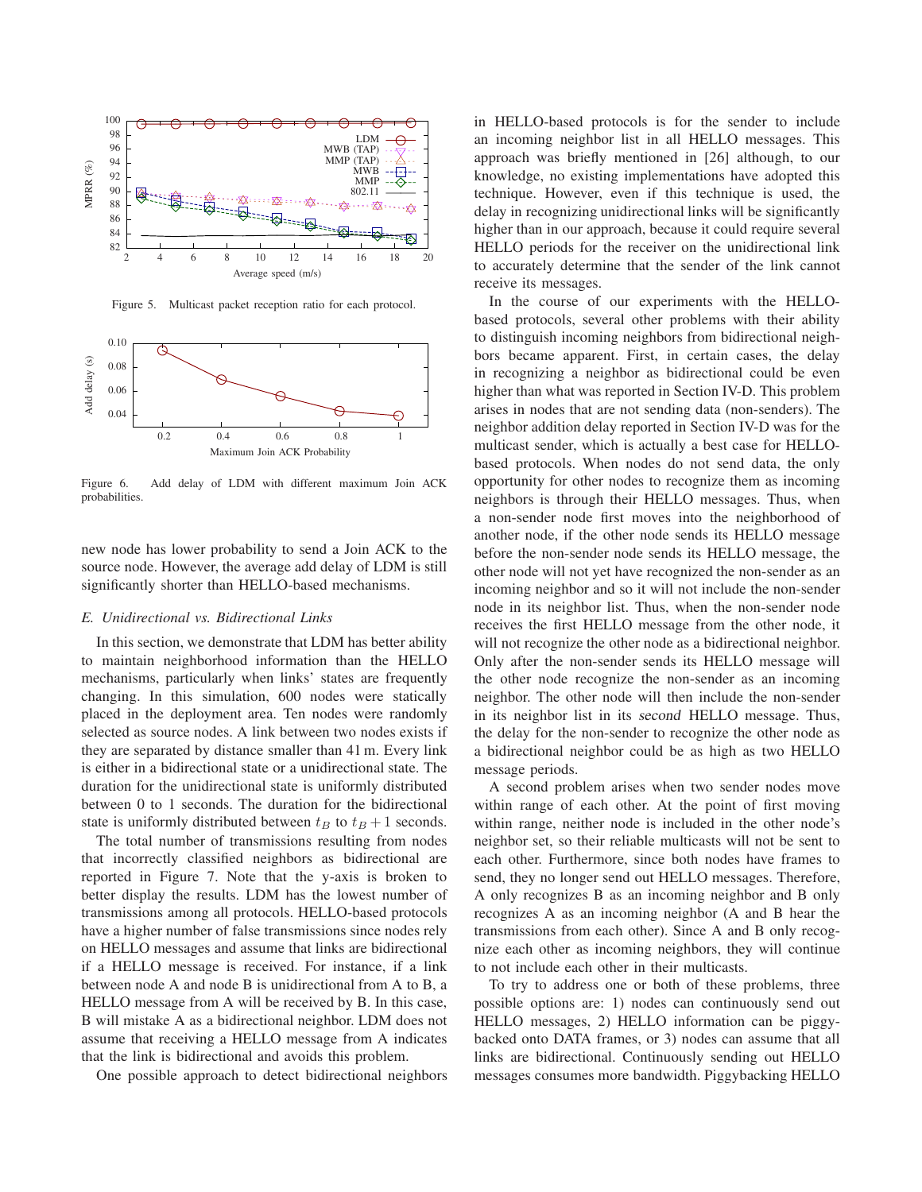Figure 5. Multicast packet reception ratio for each protocol.

Figure 6. Add delay of LDM with different maximum Join ACK probabilities.

new node has lower probability to send a Join ACK to the source node. However, the average add delay of LDM is still significantly shorter than HELLO-based mechanisms.

### *E. Unidirectional vs. Bidirectional Links*

In this section, we demonstrate that LDM has better ability to maintain neighborhood information than the HELLO mechanisms, particularly when links' states are frequently changing. In this simulation, 600 nodes were statically placed in the deployment area. Ten nodes were randomly selected as source nodes. A link between two nodes exists if they are separated by distance smaller than 41 m. Every link is either in a bidirectional state or a unidirectional state. The duration for the unidirectional state is uniformly distributed between 0 to 1 seconds. The duration for the bidirectional state is uniformly distributed between $t_B$ to $t_B + 1$ seconds.

The total number of transmissions resulting from nodes that incorrectly classified neighbors as bidirectional are reported in Figure 7. Note that the y-axis is broken to better display the results. LDM has the lowest number of transmissions among all protocols. HELLO-based protocols have a higher number of false transmissions since nodes rely on HELLO messages and assume that links are bidirectional if a HELLO message is received. For instance, if a link between node A and node B is unidirectional from A to B, a HELLO message from A will be received by B. In this case, B will mistake A as a bidirectional neighbor. LDM does not assume that receiving a HELLO message from A indicates that the link is bidirectional and avoids this problem.

One possible approach to detect bidirectional neighbors in HELLO-based protocols is for the sender to include an incoming neighbor list in all HELLO messages. This approach was briefly mentioned in [26] although, to our knowledge, no existing implementations have adopted this technique. However, even if this technique is used, the delay in recognizing unidirectional links will be significantly higher than in our approach, because it could require several HELLO periods for the receiver on the unidirectional link to accurately determine that the sender of the link cannot receive its messages.

In the course of our experiments with the HELLO-based protocols, several other problems with their ability to distinguish incoming neighbors from bidirectional neighbors became apparent. First, in certain cases, the delay in recognizing a neighbor as bidirectional could be even higher than what was reported in Section IV-D. This problem arises in nodes that are not sending data (non-senders). The neighbor addition delay reported in Section IV-D was for the multicast sender, which is actually a best case for HELLO-based protocols. When nodes do not send data, the only opportunity for other nodes to recognize them as incoming neighbors is through their HELLO messages. Thus, when a non-sender node first moves into the neighborhood of another node, if the other node sends its HELLO message before the non-sender node sends its HELLO message, the other node will not yet have recognized the non-sender as an incoming neighbor and so it will not include the non-sender node in its neighbor list. Thus, when the non-sender node receives the first HELLO message from the other node, it will not recognize the other node as a bidirectional neighbor. Only after the non-sender sends its HELLO message will the other node recognize the non-sender as an incoming neighbor. The other node will then include the non-sender in its neighbor list in its *second* HELLO message. Thus, the delay for the non-sender to recognize the other node as a bidirectional neighbor could be as high as two HELLO message periods.

A second problem arises when two sender nodes move within range of each other. At the point of first moving within range, neither node is included in the other node's neighbor set, so their reliable multicasts will not be sent to each other. Furthermore, since both nodes have frames to send, they no longer send out HELLO messages. Therefore, A only recognizes B as an incoming neighbor and B only recognizes A as an incoming neighbor (A and B hear the transmissions from each other). Since A and B only recognize each other as incoming neighbors, they will continue to not include each other in their multicasts.

To try to address one or both of these problems, three possible options are: 1) nodes can continuously send out HELLO messages, 2) HELLO information can be piggybacked onto DATA frames, or 3) nodes can assume that all links are bidirectional. Continuously sending out HELLO messages consumes more bandwidth. Piggybacking HELLO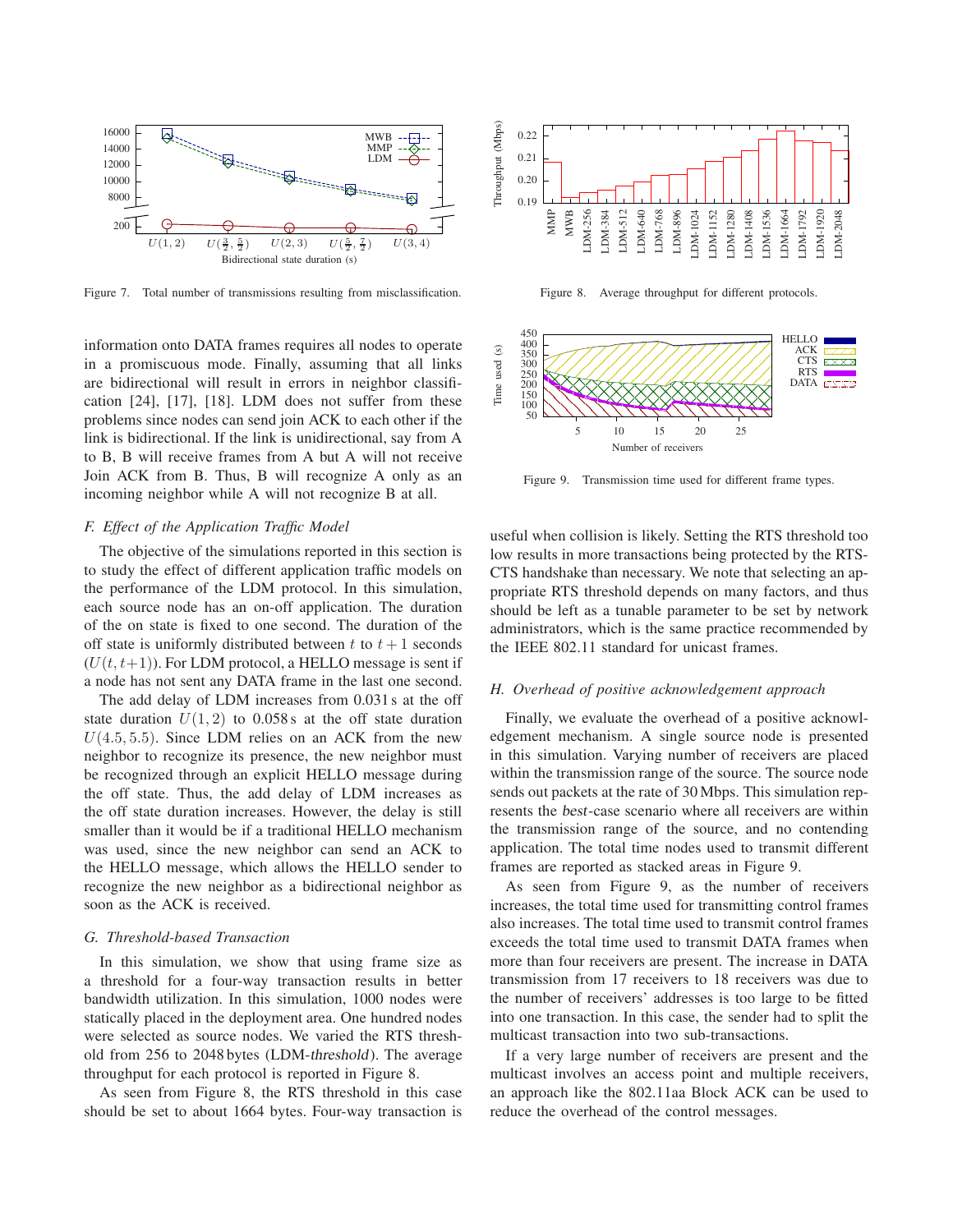Figure 7. Total number of transmissions resulting from misclassification.

Figure 8. Average throughput for different protocols.

Figure 9. Transmission time used for different frame types.

information onto DATA frames requires all nodes to operate in a promiscuous mode. Finally, assuming that all links are bidirectional will result in errors in neighbor classification [24], [17], [18]. LDM does not suffer from these problems since nodes can send join ACK to each other if the link is bidirectional. If the link is unidirectional, say from A to B, B will receive frames from A but A will not receive Join ACK from B. Thus, B will recognize A only as an incoming neighbor while A will not recognize B at all.

### F. Effect of the Application Traffic Model

The objective of the simulations reported in this section is to study the effect of different application traffic models on the performance of the LDM protocol. In this simulation, each source node has an on-off application. The duration of the on state is fixed to one second. The duration of the off state is uniformly distributed between $t$ to $t+1$ seconds ($U(t, t+1)$). For LDM protocol, a HELLO message is sent if a node has not sent any DATA frame in the last one second.

The add delay of LDM increases from 0.031 s at the off state duration $U(1, 2)$ to 0.058 s at the off state duration $U(4.5, 5.5)$. Since LDM relies on an ACK from the new neighbor to recognize its presence, the new neighbor must be recognized through an explicit HELLO message during the off state. Thus, the add delay of LDM increases as the off state duration increases. However, the delay is still smaller than it would be if a traditional HELLO mechanism was used, since the new neighbor can send an ACK to the HELLO message, which allows the HELLO sender to recognize the new neighbor as a bidirectional neighbor as soon as the ACK is received.

### G. Threshold-based Transaction

In this simulation, we show that using frame size as a threshold for a four-way transaction results in better bandwidth utilization. In this simulation, 1000 nodes were statically placed in the deployment area. One hundred nodes were selected as source nodes. We varied the RTS threshold from 256 to 2048 bytes (LDM-*threshold*). The average throughput for each protocol is reported in Figure 8.

As seen from Figure 8, the RTS threshold in this case should be set to about 1664 bytes. Four-way transaction is useful when collision is likely. Setting the RTS threshold too low results in more transactions being protected by the RTS-CTS handshake than necessary. We note that selecting an appropriate RTS threshold depends on many factors, and thus should be left as a tunable parameter to be set by network administrators, which is the same practice recommended by the IEEE 802.11 standard for unicast frames.

### H. Overhead of positive acknowledgement approach

Finally, we evaluate the overhead of a positive acknowledgement mechanism. A single source node is presented in this simulation. Varying number of receivers are placed within the transmission range of the source. The source node sends out packets at the rate of 30 Mbps. This simulation represents the *best*-case scenario where all receivers are within the transmission range of the source, and no contending application. The total time nodes used to transmit different frames are reported as stacked areas in Figure 9.

As seen from Figure 9, as the number of receivers increases, the total time used for transmitting control frames also increases. The total time used to transmit control frames exceeds the total time used to transmit DATA frames when more than four receivers are present. The increase in DATA transmission from 17 receivers to 18 receivers was due to the number of receivers' addresses is too large to be fitted into one transaction. In this case, the sender had to split the multicast transaction into two sub-transactions.

If a very large number of receivers are present and the multicast involves an access point and multiple receivers, an approach like the 802.11aa Block ACK can be used to reduce the overhead of the control messages.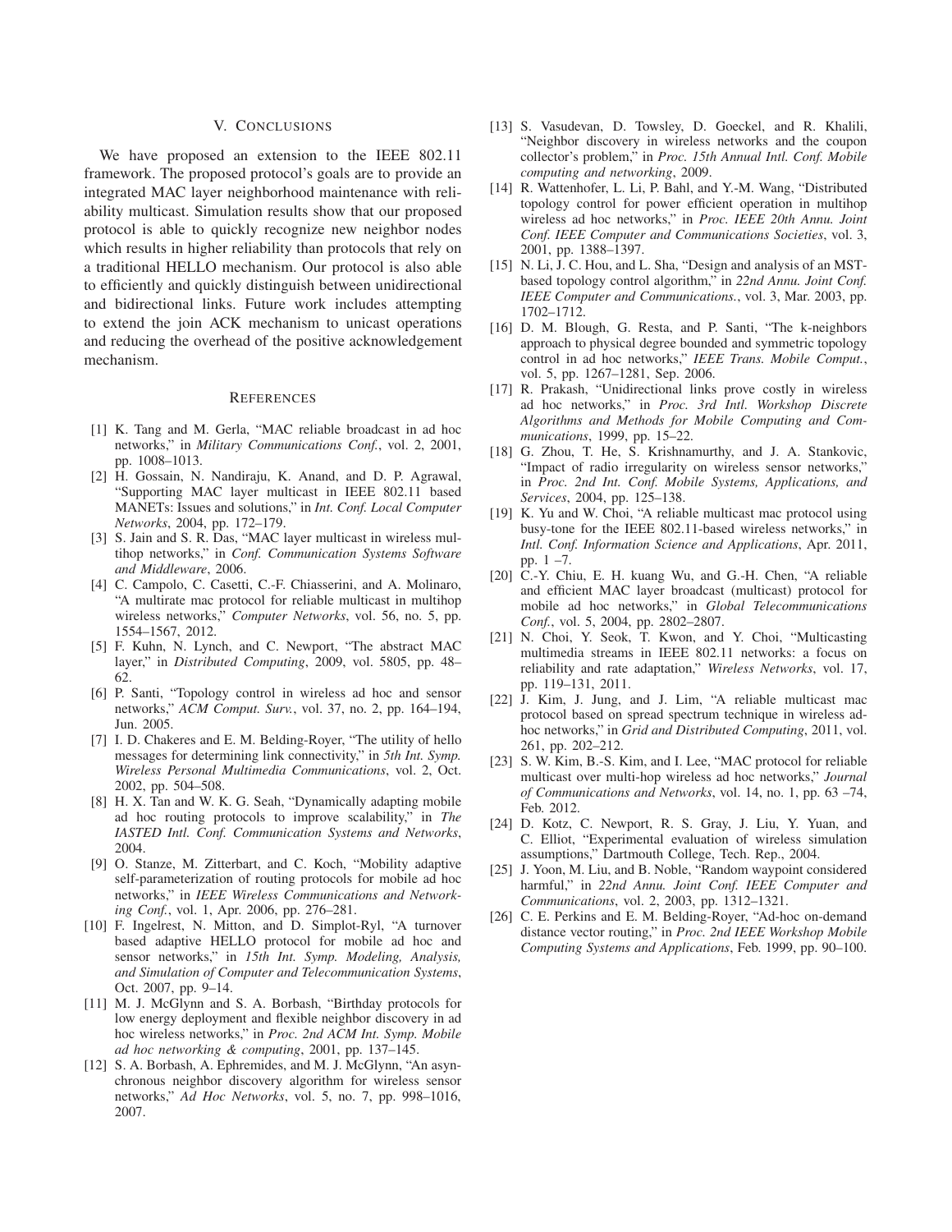## V. Conclusions

We have proposed an extension to the IEEE 802.11 framework. The proposed protocol's goals are to provide an integrated MAC layer neighborhood maintenance with reliability multicast. Simulation results show that our proposed protocol is able to quickly recognize new neighbor nodes which results in higher reliability than protocols that rely on a traditional HELLO mechanism. Our protocol is also able to efficiently and quickly distinguish between unidirectional and bidirectional links. Future work includes attempting to extend the join ACK mechanism to unicast operations and reducing the overhead of the positive acknowledgement mechanism.

## References

[1] K. Tang and M. Gerla, "MAC reliable broadcast in ad hoc networks," in *Military Communications Conf.*, vol. 2, 2001, pp. 1008–1013.

[2] H. Gossain, N. Nandiraju, K. Anand, and D. P. Agrawal, "Supporting MAC layer multicast in IEEE 802.11 based MANETs: Issues and solutions," in *Int. Conf. Local Computer Networks*, 2004, pp. 172–179.

[3] S. Jain and S. R. Das, "MAC layer multicast in wireless multihop networks," in *Conf. Communication Systems Software and Middleware*, 2006.

[4] C. Campolo, C. Casetti, C.-F. Chiasserini, and A. Molinaro, "A multirate mac protocol for reliable multicast in multihop wireless networks," *Computer Networks*, vol. 56, no. 5, pp. 1554–1567, 2012.

[5] F. Kuhn, N. Lynch, and C. Newport, "The abstract MAC layer," in *Distributed Computing*, 2009, vol. 5805, pp. 48–62.

[6] P. Santi, "Topology control in wireless ad hoc and sensor networks," *ACM Comput. Surv.*, vol. 37, no. 2, pp. 164–194, Jun. 2005.

[7] I. D. Chakeres and E. M. Belding-Royer, "The utility of hello messages for determining link connectivity," in *5th Int. Symp. Wireless Personal Multimedia Communications*, vol. 2, Oct. 2002, pp. 504–508.

[8] H. X. Tan and W. K. G. Seah, "Dynamically adapting mobile ad hoc routing protocols to improve scalability," in *The IASTED Intl. Conf. Communication Systems and Networks*, 2004.

[9] O. Stanze, M. Zitterbart, and C. Koch, "Mobility adaptive self-parameterization of routing protocols for mobile ad hoc networks," in *IEEE Wireless Communications and Networking Conf.*, vol. 1, Apr. 2006, pp. 276–281.

[10] F. Ingelrest, N. Mitton, and D. Simplot-Ryl, "A turnover based adaptive HELLO protocol for mobile ad hoc and sensor networks," in *15th Int. Symp. Modeling, Analysis, and Simulation of Computer and Telecommunication Systems*, Oct. 2007, pp. 9–14.

[11] M. J. McGlynn and S. A. Borbash, "Birthday protocols for low energy deployment and flexible neighbor discovery in ad hoc wireless networks," in *Proc. 2nd ACM Int. Symp. Mobile ad hoc networking & computing*, 2001, pp. 137–145.

[12] S. A. Borbash, A. Ephremides, and M. J. McGlynn, "An asynchronous neighbor discovery algorithm for wireless sensor networks," *Ad Hoc Networks*, vol. 5, no. 7, pp. 998–1016, 2007.

[13] S. Vasudevan, D. Towsley, D. Goeckel, and R. Khalili, "Neighbor discovery in wireless networks and the coupon collector's problem," in *Proc. 15th Annual Intl. Conf. Mobile computing and networking*, 2009.

[14] R. Wattenhofer, L. Li, P. Bahl, and Y.-M. Wang, "Distributed topology control for power efficient operation in multihop wireless ad hoc networks," in *Proc. IEEE 20th Annu. Joint Conf. IEEE Computer and Communications Societies*, vol. 3, 2001, pp. 1388–1397.

[15] N. Li, J. C. Hou, and L. Sha, "Design and analysis of an MST-based topology control algorithm," in *22nd Annu. Joint Conf. IEEE Computer and Communications.*, vol. 3, Mar. 2003, pp. 1702–1712.

[16] D. M. Blough, G. Resta, and P. Santi, "The k-neighbors approach to physical degree bounded and symmetric topology control in ad hoc networks," *IEEE Trans. Mobile Comput.*, vol. 5, pp. 1267–1281, Sep. 2006.

[17] R. Prakash, "Unidirectional links prove costly in wireless ad hoc networks," in *Proc. 3rd Intl. Workshop Discrete Algorithms and Methods for Mobile Computing and Communications*, 1999, pp. 15–22.

[18] G. Zhou, T. He, S. Krishnamurthy, and J. A. Stankovic, "Impact of radio irregularity on wireless sensor networks," in *Proc. 2nd Int. Conf. Mobile Systems, Applications, and Services*, 2004, pp. 125–138.

[19] K. Yu and W. Choi, "A reliable multicast mac protocol using busy-tone for the IEEE 802.11-based wireless networks," in *Intl. Conf. Information Science and Applications*, Apr. 2011, pp. 1 –7.

[20] C.-Y. Chiu, E. H. kuang Wu, and G.-H. Chen, "A reliable and efficient MAC layer broadcast (multicast) protocol for mobile ad hoc networks," in *Global Telecommunications Conf.*, vol. 5, 2004, pp. 2802–2807.

[21] N. Choi, Y. Seok, T. Kwon, and Y. Choi, "Multicasting multimedia streams in IEEE 802.11 networks: a focus on reliability and rate adaptation," *Wireless Networks*, vol. 17, pp. 119–131, 2011.

[22] J. Kim, J. Jung, and J. Lim, "A reliable multicast mac protocol based on spread spectrum technique in wireless ad-hoc networks," in *Grid and Distributed Computing*, 2011, vol. 261, pp. 202–212.

[23] S. W. Kim, B.-S. Kim, and I. Lee, "MAC protocol for reliable multicast over multi-hop wireless ad hoc networks," *Journal of Communications and Networks*, vol. 14, no. 1, pp. 63 –74, Feb. 2012.

[24] D. Kotz, C. Newport, R. S. Gray, J. Liu, Y. Yuan, and C. Elliot, "Experimental evaluation of wireless simulation assumptions," Dartmouth College, Tech. Rep., 2004.

[25] J. Yoon, M. Liu, and B. Noble, "Random waypoint considered harmful," in *22nd Annu. Joint Conf. IEEE Computer and Communications*, vol. 2, 2003, pp. 1312–1321.

[26] C. E. Perkins and E. M. Belding-Royer, "Ad-hoc on-demand distance vector routing," in *Proc. 2nd IEEE Workshop Mobile Computing Systems and Applications*, Feb. 1999, pp. 90–100.